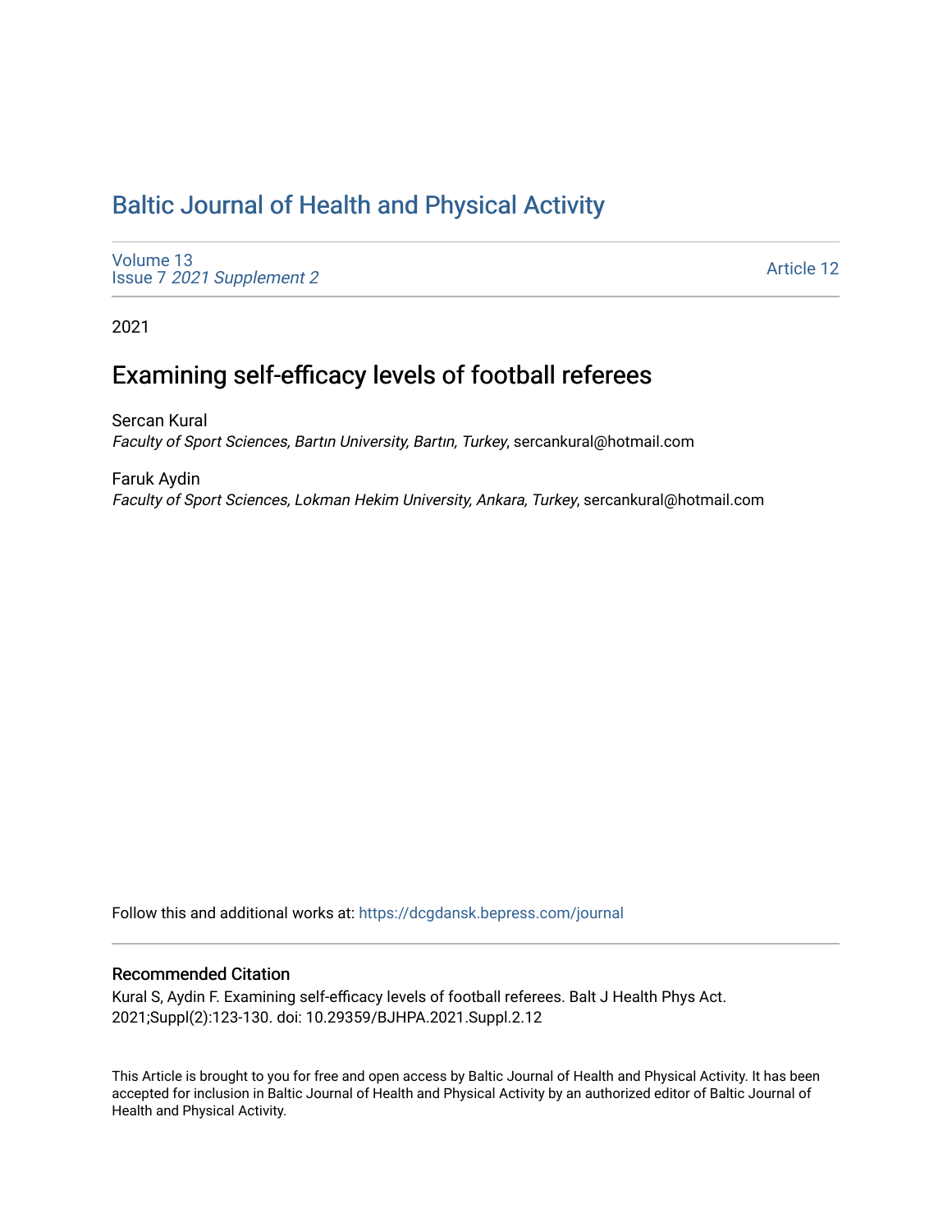# Baltic Journal of Health and Physical Activity

Volume 13
Issue 7 *2021 Supplement 2*

Article 12

2021

## Examining self-efficacy levels of football referees

Sercan Kural
*Faculty of Sport Sciences, Bartın University, Bartın, Turkey*, sercankural@hotmail.com

Faruk Aydin
*Faculty of Sport Sciences, Lokman Hekim University, Ankara, Turkey*, sercankural@hotmail.com

Follow this and additional works at: https://dcgdansk.bepress.com/journal

### Recommended Citation

Kural S, Aydin F. Examining self-efficacy levels of football referees. Balt J Health Phys Act. 2021;Suppl(2):123-130. doi: 10.29359/BJHPA.2021.Suppl.2.12

This Article is brought to you for free and open access by Baltic Journal of Health and Physical Activity. It has been accepted for inclusion in Baltic Journal of Health and Physical Activity by an authorized editor of Baltic Journal of Health and Physical Activity.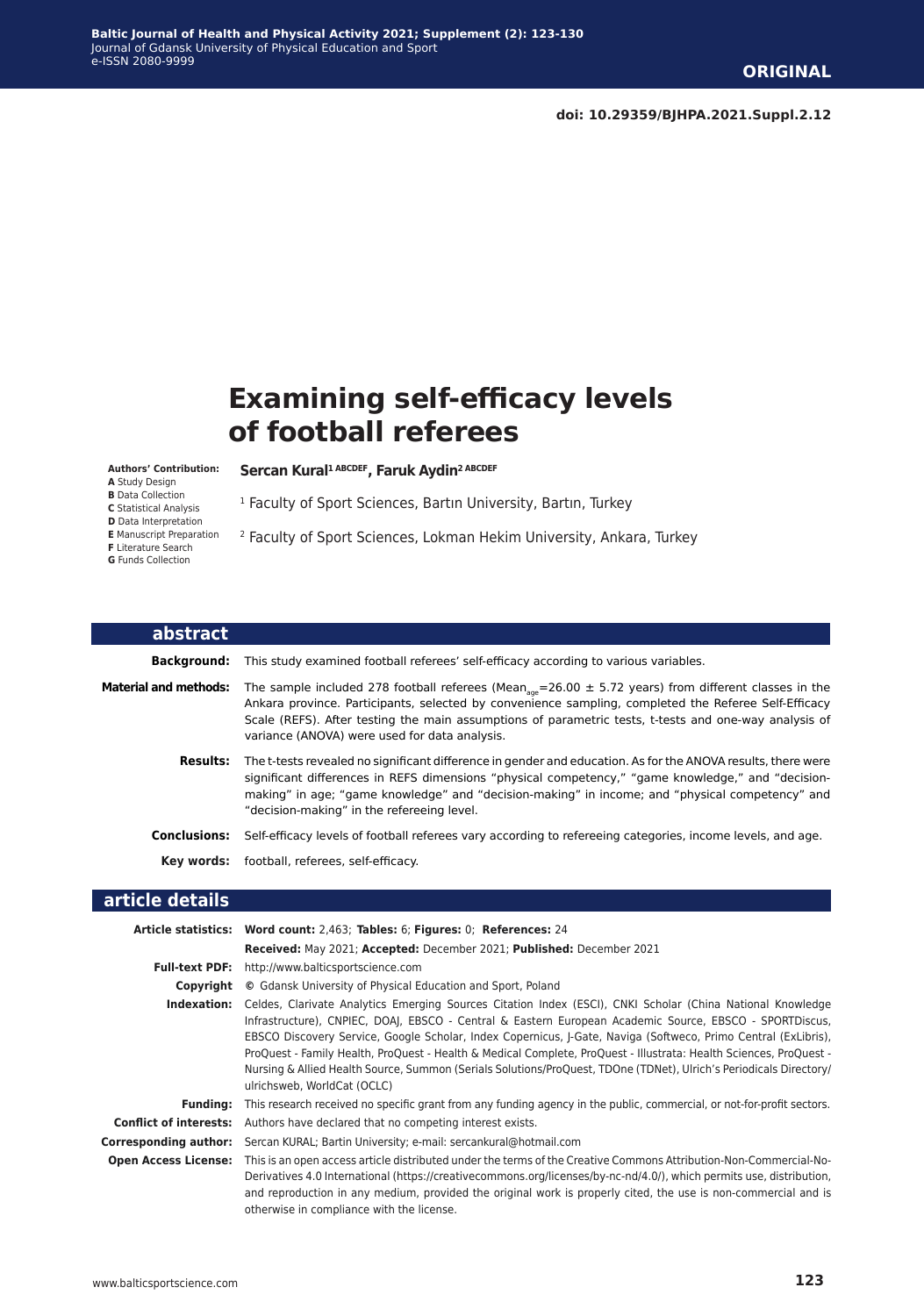**ORIGINAL**

**doi: 10.29359/BJHPA.2021.Suppl.2.12**

# Examining self-efficacy levels of football referees

**Authors' Contribution:**
**A** Study Design
**B** Data Collection
**C** Statistical Analysis
**D** Data Interpretation
**E** Manuscript Preparation
**F** Literature Search
**G** Funds Collection

**Sercan Kural[1 ABCDEF], Faruk Aydin[2 ABCDEF]**

[1] Faculty of Sport Sciences, Bartın University, Bartın, Turkey

[2] Faculty of Sport Sciences, Lokman Hekim University, Ankara, Turkey

## abstract

**Background:** This study examined football referees' self-efficacy according to various variables.

**Material and methods:** The sample included 278 football referees ($Mean_{age}$=26.00 ± 5.72 years) from different classes in the Ankara province. Participants, selected by convenience sampling, completed the Referee Self-Efficacy Scale (REFS). After testing the main assumptions of parametric tests, t-tests and one-way analysis of variance (ANOVA) were used for data analysis.

**Results:** The t-tests revealed no significant difference in gender and education. As for the ANOVA results, there were significant differences in REFS dimensions "physical competency," "game knowledge," and "decision-making" in age; "game knowledge" and "decision-making" in income; and "physical competency" and "decision-making" in the refereeing level.

**Conclusions:** Self-efficacy levels of football referees vary according to refereeing categories, income levels, and age.

**Key words:** football, referees, self-efficacy.

## article details

**Article statistics:** **Word count:** 2,463; **Tables:** 6; **Figures:** 0; **References:** 24

**Received:** May 2021; **Accepted:** December 2021; **Published:** December 2021

**Full-text PDF:** http://www.balticsportscience.com

**Copyright** © Gdansk University of Physical Education and Sport, Poland

**Indexation:** Celdes, Clarivate Analytics Emerging Sources Citation Index (ESCI), CNKI Scholar (China National Knowledge Infrastructure), CNPIEC, DOAJ, EBSCO - Central & Eastern European Academic Source, EBSCO - SPORTDiscus, EBSCO Discovery Service, Google Scholar, Index Copernicus, J-Gate, Naviga (Softweco, Primo Central (ExLibris), ProQuest - Family Health, ProQuest - Health & Medical Complete, ProQuest - Illustrata: Health Sciences, ProQuest - Nursing & Allied Health Source, Summon (Serials Solutions/ProQuest, TDOne (TDNet), Ulrich's Periodicals Directory/ulrichsweb, WorldCat (OCLC)

**Funding:** This research received no specific grant from any funding agency in the public, commercial, or not-for-profit sectors.

**Conflict of interests:** Authors have declared that no competing interest exists.

**Corresponding author:** Sercan KURAL; Bartin University; e-mail: sercankural@hotmail.com

**Open Access License:** This is an open access article distributed under the terms of the Creative Commons Attribution-Non-Commercial-No-Derivatives 4.0 International (https://creativecommons.org/licenses/by-nc-nd/4.0/), which permits use, distribution, and reproduction in any medium, provided the original work is properly cited, the use is non-commercial and is otherwise in compliance with the license.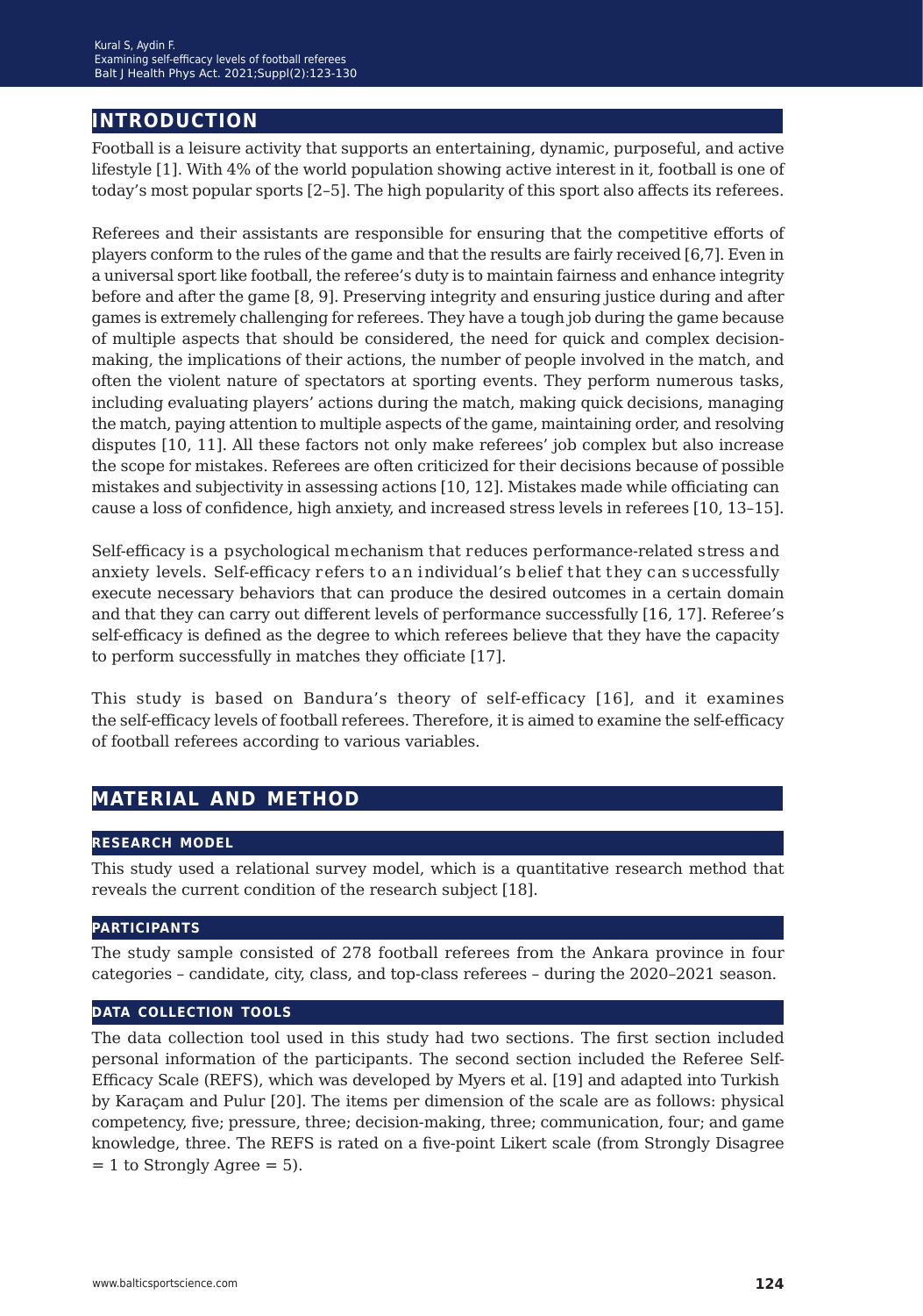## INTRODUCTION

Football is a leisure activity that supports an entertaining, dynamic, purposeful, and active lifestyle [1]. With 4% of the world population showing active interest in it, football is one of today's most popular sports [2–5]. The high popularity of this sport also affects its referees.

Referees and their assistants are responsible for ensuring that the competitive efforts of players conform to the rules of the game and that the results are fairly received [6,7]. Even in a universal sport like football, the referee's duty is to maintain fairness and enhance integrity before and after the game [8, 9]. Preserving integrity and ensuring justice during and after games is extremely challenging for referees. They have a tough job during the game because of multiple aspects that should be considered, the need for quick and complex decision-making, the implications of their actions, the number of people involved in the match, and often the violent nature of spectators at sporting events. They perform numerous tasks, including evaluating players' actions during the match, making quick decisions, managing the match, paying attention to multiple aspects of the game, maintaining order, and resolving disputes [10, 11]. All these factors not only make referees' job complex but also increase the scope for mistakes. Referees are often criticized for their decisions because of possible mistakes and subjectivity in assessing actions [10, 12]. Mistakes made while officiating can cause a loss of confidence, high anxiety, and increased stress levels in referees [10, 13–15].

Self-efficacy is a psychological mechanism that reduces performance-related stress and anxiety levels. Self-efficacy refers to an individual's belief that they can successfully execute necessary behaviors that can produce the desired outcomes in a certain domain and that they can carry out different levels of performance successfully [16, 17]. Referee's self-efficacy is defined as the degree to which referees believe that they have the capacity to perform successfully in matches they officiate [17].

This study is based on Bandura's theory of self-efficacy [16], and it examines the self-efficacy levels of football referees. Therefore, it is aimed to examine the self-efficacy of football referees according to various variables.

## MATERIAL AND METHOD

### RESEARCH MODEL

This study used a relational survey model, which is a quantitative research method that reveals the current condition of the research subject [18].

### PARTICIPANTS

The study sample consisted of 278 football referees from the Ankara province in four categories – candidate, city, class, and top-class referees – during the 2020–2021 season.

### DATA COLLECTION TOOLS

The data collection tool used in this study had two sections. The first section included personal information of the participants. The second section included the Referee Self-Efficacy Scale (REFS), which was developed by Myers et al. [19] and adapted into Turkish by Karaçam and Pulur [20]. The items per dimension of the scale are as follows: physical competency, five; pressure, three; decision-making, three; communication, four; and game knowledge, three. The REFS is rated on a five-point Likert scale (from Strongly Disagree = 1 to Strongly Agree = 5).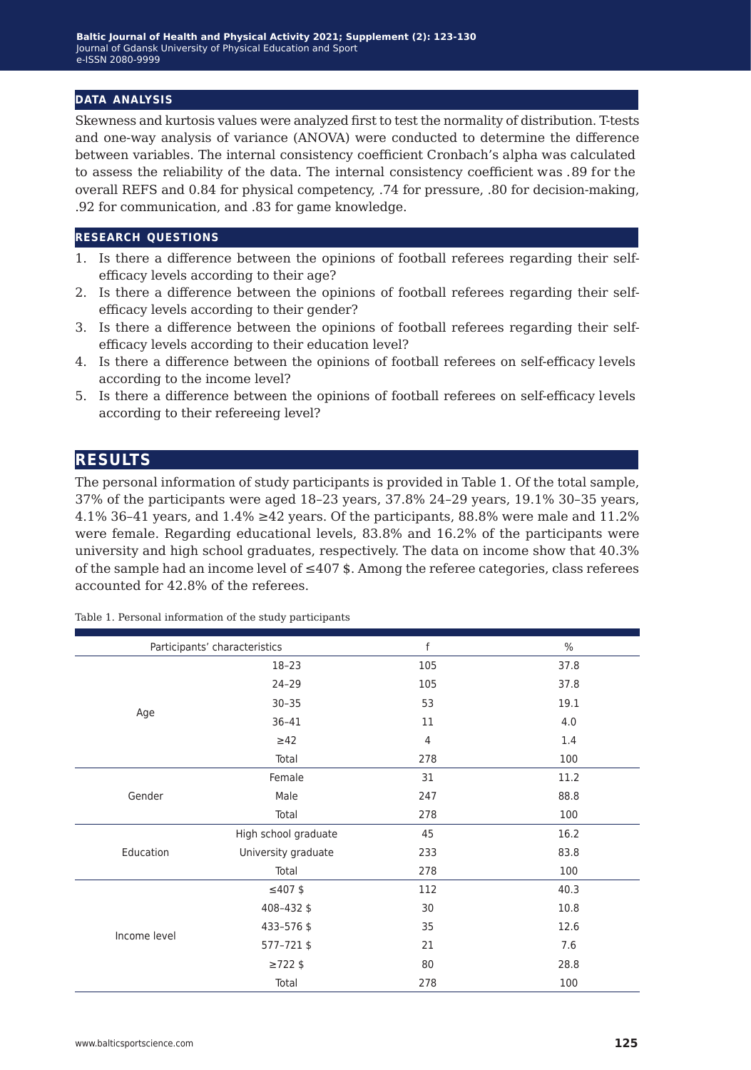## DATA ANALYSIS

Skewness and kurtosis values were analyzed first to test the normality of distribution. T-tests and one-way analysis of variance (ANOVA) were conducted to determine the difference between variables. The internal consistency coefficient Cronbach's alpha was calculated to assess the reliability of the data. The internal consistency coefficient was .89 for the overall REFS and 0.84 for physical competency, .74 for pressure, .80 for decision-making, .92 for communication, and .83 for game knowledge.

## RESEARCH QUESTIONS

1. Is there a difference between the opinions of football referees regarding their self-efficacy levels according to their age?
2. Is there a difference between the opinions of football referees regarding their self-efficacy levels according to their gender?
3. Is there a difference between the opinions of football referees regarding their self-efficacy levels according to their education level?
4. Is there a difference between the opinions of football referees on self-efficacy levels according to the income level?
5. Is there a difference between the opinions of football referees on self-efficacy levels according to their refereeing level?

# RESULTS

The personal information of study participants is provided in Table 1. Of the total sample, 37% of the participants were aged 18–23 years, 37.8% 24–29 years, 19.1% 30–35 years, 4.1% 36–41 years, and 1.4% ≥42 years. Of the participants, 88.8% were male and 11.2% were female. Regarding educational levels, 83.8% and 16.2% of the participants were university and high school graduates, respectively. The data on income show that 40.3% of the sample had an income level of ≤407 $. Among the referee categories, class referees accounted for 42.8% of the referees.

Table 1. Personal information of the study participants

| Participants' characteristics | | f | % |
|---|---|---|---|
| Age | 18–23 | 105 | 37.8 |
| | 24–29 | 105 | 37.8 |
| | 30–35 | 53 | 19.1 |
| | 36–41 | 11 | 4.0 |
| | ≥42 | 4 | 1.4 |
| | Total | 278 | 100 |
| Gender | Female | 31 | 11.2 |
| | Male | 247 | 88.8 |
| | Total | 278 | 100 |
| Education | High school graduate | 45 | 16.2 |
| | University graduate | 233 | 83.8 |
| | Total | 278 | 100 |
| Income level | ≤407 $ | 112 | 40.3 |
| | 408–432 $ | 30 | 10.8 |
| | 433–576 $ | 35 | 12.6 |
| | 577–721 $ | 21 | 7.6 |
| | ≥722 $ | 80 | 28.8 |
| | Total | 278 | 100 |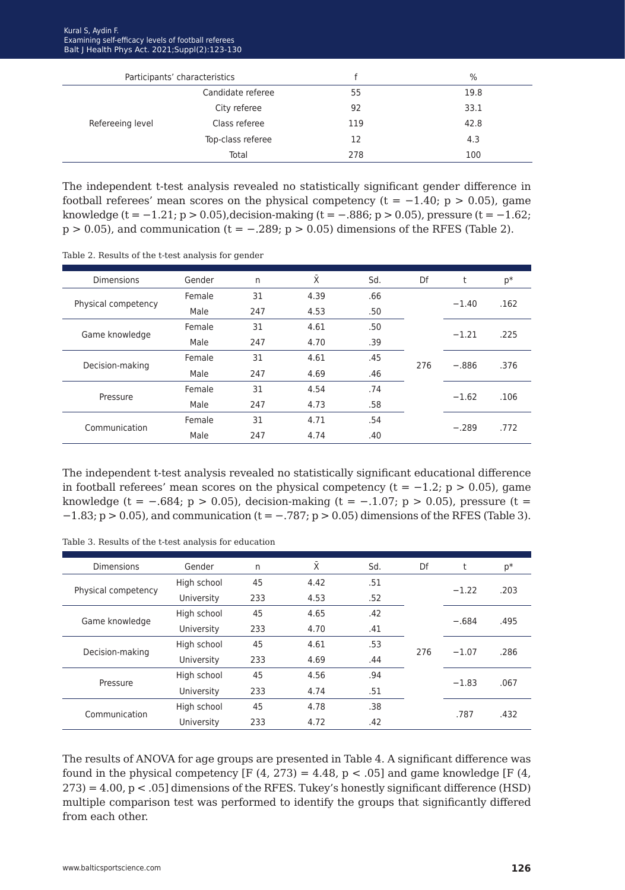| Participants' characteristics | | f | % |
|---|---|---|---|
| Refereeing level | Candidate referee | 55 | 19.8 |
| | City referee | 92 | 33.1 |
| | Class referee | 119 | 42.8 |
| | Top-class referee | 12 | 4.3 |
| | Total | 278 | 100 |

The independent t-test analysis revealed no statistically significant gender difference in football referees' mean scores on the physical competency ($t = -1.40$; $p > 0.05$), game knowledge ($t = -1.21$; $p > 0.05$),decision-making ($t = -.886$; $p > 0.05$), pressure ($t = -1.62$; $p > 0.05$), and communication ($t = -.289$; $p > 0.05$) dimensions of the RFES (Table 2).

Table 2. Results of the t-test analysis for gender

| Dimensions | Gender | n | $\bar{X}$ | Sd. | Df | t | p* |
|---|---|---|---|---|---|---|---|
| Physical competency | Female | 31 | 4.39 | .66 | 276 | −1.40 | .162 |
| | Male | 247 | 4.53 | .50 | | | |
| Game knowledge | Female | 31 | 4.61 | .50 | | −1.21 | .225 |
| | Male | 247 | 4.70 | .39 | | | |
| Decision-making | Female | 31 | 4.61 | .45 | | −.886 | .376 |
| | Male | 247 | 4.69 | .46 | | | |
| Pressure | Female | 31 | 4.54 | .74 | | −1.62 | .106 |
| | Male | 247 | 4.73 | .58 | | | |
| Communication | Female | 31 | 4.71 | .54 | | −.289 | .772 |
| | Male | 247 | 4.74 | .40 | | | |

The independent t-test analysis revealed no statistically significant educational difference in football referees' mean scores on the physical competency ($t = -1.2$; $p > 0.05$), game knowledge ($t = -.684$; $p > 0.05$), decision-making ($t = -.1.07$; $p > 0.05$), pressure ($t = -1.83$; $p > 0.05$), and communication ($t = -.787$; $p > 0.05$) dimensions of the RFES (Table 3).

Table 3. Results of the t-test analysis for education

| Dimensions | Gender | n | $\bar{X}$ | Sd. | Df | t | p* |
|---|---|---|---|---|---|---|---|
| Physical competency | High school | 45 | 4.42 | .51 | 276 | −1.22 | .203 |
| | University | 233 | 4.53 | .52 | | | |
| Game knowledge | High school | 45 | 4.65 | .42 | | −.684 | .495 |
| | University | 233 | 4.70 | .41 | | | |
| Decision-making | High school | 45 | 4.61 | .53 | | −1.07 | .286 |
| | University | 233 | 4.69 | .44 | | | |
| Pressure | High school | 45 | 4.56 | .94 | | −1.83 | .067 |
| | University | 233 | 4.74 | .51 | | | |
| Communication | High school | 45 | 4.78 | .38 | | .787 | .432 |
| | University | 233 | 4.72 | .42 | | | |

The results of ANOVA for age groups are presented in Table 4. A significant difference was found in the physical competency [$F(4, 273) = 4.48$, $p < .05$] and game knowledge [$F(4, 273) = 4.00$, $p < .05$] dimensions of the RFES. Tukey's honestly significant difference (HSD) multiple comparison test was performed to identify the groups that significantly differed from each other.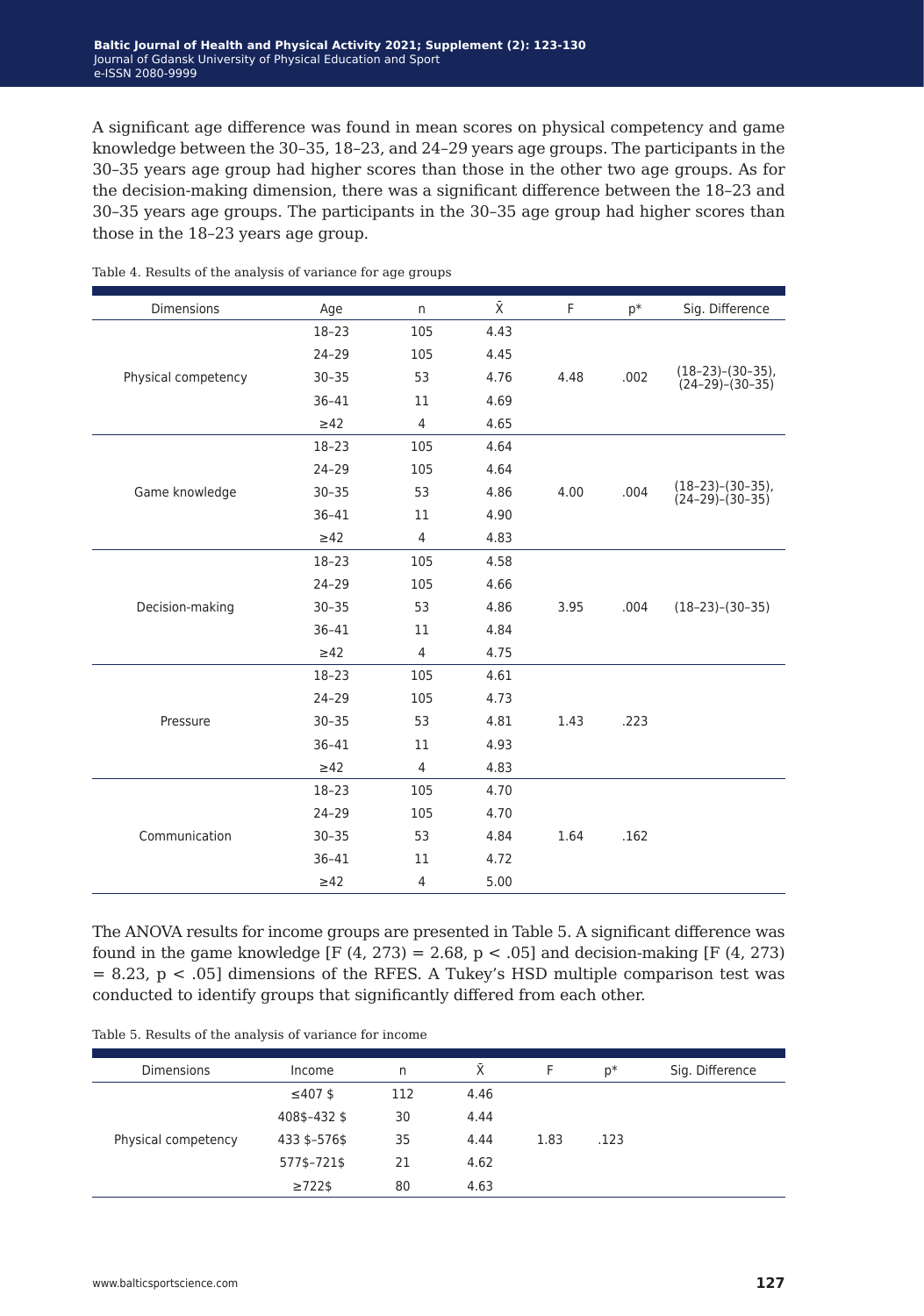A significant age difference was found in mean scores on physical competency and game knowledge between the 30–35, 18–23, and 24–29 years age groups. The participants in the 30–35 years age group had higher scores than those in the other two age groups. As for the decision-making dimension, there was a significant difference between the 18–23 and 30–35 years age groups. The participants in the 30–35 age group had higher scores than those in the 18–23 years age group.

Table 4. Results of the analysis of variance for age groups

| Dimensions | Age | n | X̄ | F | p* | Sig. Difference |
|---|---|---|---|---|---|---|
| Physical competency | 18–23 | 105 | 4.43 | 4.48 | .002 | (18–23)–(30–35), (24–29)–(30–35) |
| | 24–29 | 105 | 4.45 | | | |
| | 30–35 | 53 | 4.76 | | | |
| | 36–41 | 11 | 4.69 | | | |
| | ≥42 | 4 | 4.65 | | | |
| Game knowledge | 18–23 | 105 | 4.64 | 4.00 | .004 | (18–23)–(30–35), (24–29)–(30–35) |
| | 24–29 | 105 | 4.64 | | | |
| | 30–35 | 53 | 4.86 | | | |
| | 36–41 | 11 | 4.90 | | | |
| | ≥42 | 4 | 4.83 | | | |
| Decision-making | 18–23 | 105 | 4.58 | 3.95 | .004 | (18–23)–(30–35) |
| | 24–29 | 105 | 4.66 | | | |
| | 30–35 | 53 | 4.86 | | | |
| | 36–41 | 11 | 4.84 | | | |
| | ≥42 | 4 | 4.75 | | | |
| Pressure | 18–23 | 105 | 4.61 | 1.43 | .223 | |
| | 24–29 | 105 | 4.73 | | | |
| | 30–35 | 53 | 4.81 | | | |
| | 36–41 | 11 | 4.93 | | | |
| | ≥42 | 4 | 4.83 | | | |
| Communication | 18–23 | 105 | 4.70 | 1.64 | .162 | |
| | 24–29 | 105 | 4.70 | | | |
| | 30–35 | 53 | 4.84 | | | |
| | 36–41 | 11 | 4.72 | | | |
| | ≥42 | 4 | 5.00 | | | |

The ANOVA results for income groups are presented in Table 5. A significant difference was found in the game knowledge [$F(4, 273) = 2.68$, $p < .05$] and decision-making [$F(4, 273) = 8.23$, $p < .05$] dimensions of the RFES. A Tukey's HSD multiple comparison test was conducted to identify groups that significantly differed from each other.

Table 5. Results of the analysis of variance for income

| Dimensions | Income | n | X̄ | F | p* | Sig. Difference |
|---|---|---|---|---|---|---|
| Physical competency | ≤407 $ | 112 | 4.46 | 1.83 | .123 | |
| | 408$–432 $ | 30 | 4.44 | | | |
| | 433 $–576$ | 35 | 4.44 | | | |
| | 577$–721$ | 21 | 4.62 | | | |
| | ≥722$ | 80 | 4.63 | | | |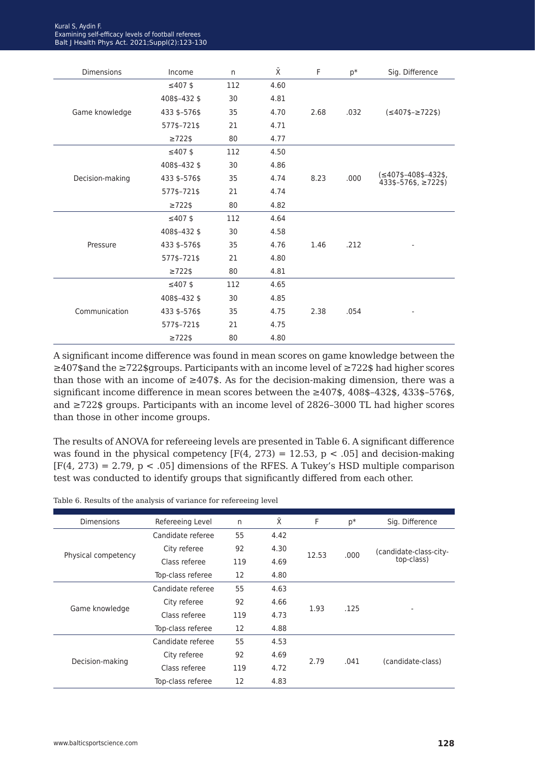| Dimensions | Income | n | X̄ | F | p* | Sig. Difference |
|---|---|---|---|---|---|---|
| Game knowledge | ≤407 $ | 112 | 4.60 | 2.68 | .032 | (≤407$–≥722$) |
| | 408$–432 $ | 30 | 4.81 | | | |
| | 433 $–576$ | 35 | 4.70 | | | |
| | 577$–721$ | 21 | 4.71 | | | |
| | ≥722$ | 80 | 4.77 | | | |
| Decision-making | ≤407 $ | 112 | 4.50 | 8.23 | .000 | (≤407$–408$–432$, 433$–576$, ≥722$) |
| | 408$–432 $ | 30 | 4.86 | | | |
| | 433 $–576$ | 35 | 4.74 | | | |
| | 577$–721$ | 21 | 4.74 | | | |
| | ≥722$ | 80 | 4.82 | | | |
| Pressure | ≤407 $ | 112 | 4.64 | 1.46 | .212 | - |
| | 408$–432 $ | 30 | 4.58 | | | |
| | 433 $–576$ | 35 | 4.76 | | | |
| | 577$–721$ | 21 | 4.80 | | | |
| | ≥722$ | 80 | 4.81 | | | |
| Communication | ≤407 $ | 112 | 4.65 | 2.38 | .054 | - |
| | 408$–432 $ | 30 | 4.85 | | | |
| | 433 $–576$ | 35 | 4.75 | | | |
| | 577$–721$ | 21 | 4.75 | | | |
| | ≥722$ | 80 | 4.80 | | | |

A significant income difference was found in mean scores on game knowledge between the ≥407$and the ≥722$groups. Participants with an income level of ≥722$ had higher scores than those with an income of ≥407$. As for the decision-making dimension, there was a significant income difference in mean scores between the ≥407$, 408$–432$, 433$–576$, and ≥722$ groups. Participants with an income level of 2826–3000 TL had higher scores than those in other income groups.

The results of ANOVA for refereeing levels are presented in Table 6. A significant difference was found in the physical competency [$F(4, 273) = 12.53$, $p < .05$] and decision-making [$F(4, 273) = 2.79$, $p < .05$] dimensions of the RFES. A Tukey's HSD multiple comparison test was conducted to identify groups that significantly differed from each other.

Table 6. Results of the analysis of variance for refereeing level

| Dimensions | Refereeing Level | n | X̄ | F | p* | Sig. Difference |
|---|---|---|---|---|---|---|
| Physical competency | Candidate referee | 55 | 4.42 | 12.53 | .000 | (candidate-class-city-top-class) |
| | City referee | 92 | 4.30 | | | |
| | Class referee | 119 | 4.69 | | | |
| | Top-class referee | 12 | 4.80 | | | |
| Game knowledge | Candidate referee | 55 | 4.63 | 1.93 | .125 | - |
| | City referee | 92 | 4.66 | | | |
| | Class referee | 119 | 4.73 | | | |
| | Top-class referee | 12 | 4.88 | | | |
| Decision-making | Candidate referee | 55 | 4.53 | 2.79 | .041 | (candidate-class) |
| | City referee | 92 | 4.69 | | | |
| | Class referee | 119 | 4.72 | | | |
| | Top-class referee | 12 | 4.83 | | | |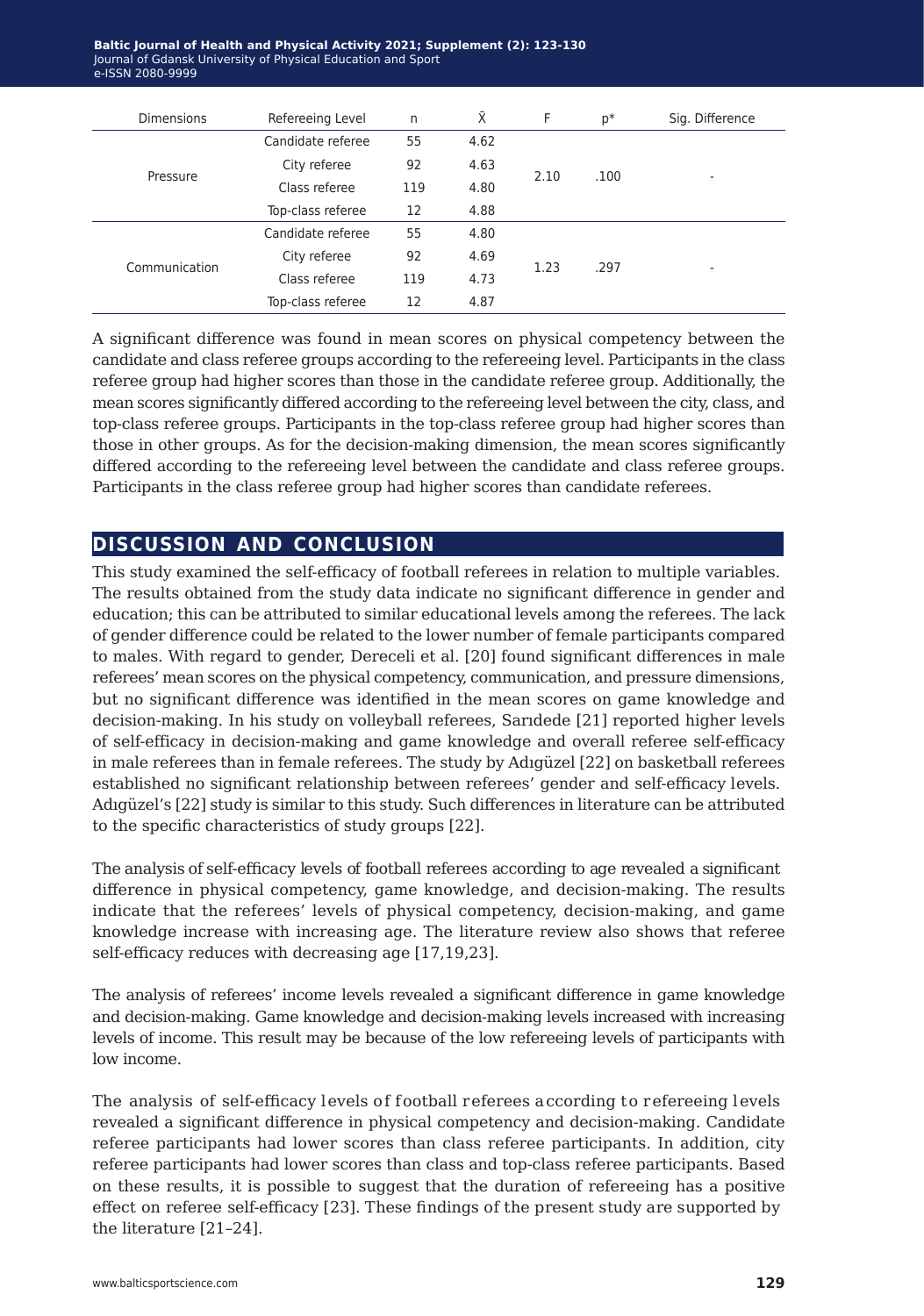| Dimensions | Refereeing Level | n | X̄ | F | p* | Sig. Difference |
|---|---|---|---|---|---|---|
| Pressure | Candidate referee | 55 | 4.62 | 2.10 | .100 | - |
| | City referee | 92 | 4.63 | | | |
| | Class referee | 119 | 4.80 | | | |
| | Top-class referee | 12 | 4.88 | | | |
| Communication | Candidate referee | 55 | 4.80 | 1.23 | .297 | - |
| | City referee | 92 | 4.69 | | | |
| | Class referee | 119 | 4.73 | | | |
| | Top-class referee | 12 | 4.87 | | | |

A significant difference was found in mean scores on physical competency between the candidate and class referee groups according to the refereeing level. Participants in the class referee group had higher scores than those in the candidate referee group. Additionally, the mean scores significantly differed according to the refereeing level between the city, class, and top-class referee groups. Participants in the top-class referee group had higher scores than those in other groups. As for the decision-making dimension, the mean scores significantly differed according to the refereeing level between the candidate and class referee groups. Participants in the class referee group had higher scores than candidate referees.

## DISCUSSION AND CONCLUSION

This study examined the self-efficacy of football referees in relation to multiple variables. The results obtained from the study data indicate no significant difference in gender and education; this can be attributed to similar educational levels among the referees. The lack of gender difference could be related to the lower number of female participants compared to males. With regard to gender, Dereceli et al. [20] found significant differences in male referees' mean scores on the physical competency, communication, and pressure dimensions, but no significant difference was identified in the mean scores on game knowledge and decision-making. In his study on volleyball referees, Sarıdede [21] reported higher levels of self-efficacy in decision-making and game knowledge and overall referee self-efficacy in male referees than in female referees. The study by Adıgüzel [22] on basketball referees established no significant relationship between referees' gender and self-efficacy levels. Adıgüzel's [22] study is similar to this study. Such differences in literature can be attributed to the specific characteristics of study groups [22].

The analysis of self-efficacy levels of football referees according to age revealed a significant difference in physical competency, game knowledge, and decision-making. The results indicate that the referees' levels of physical competency, decision-making, and game knowledge increase with increasing age. The literature review also shows that referee self-efficacy reduces with decreasing age [17,19,23].

The analysis of referees' income levels revealed a significant difference in game knowledge and decision-making. Game knowledge and decision-making levels increased with increasing levels of income. This result may be because of the low refereeing levels of participants with low income.

The analysis of self-efficacy levels of football referees according to refereeing levels revealed a significant difference in physical competency and decision-making. Candidate referee participants had lower scores than class referee participants. In addition, city referee participants had lower scores than class and top-class referee participants. Based on these results, it is possible to suggest that the duration of refereeing has a positive effect on referee self-efficacy [23]. These findings of the present study are supported by the literature [21–24].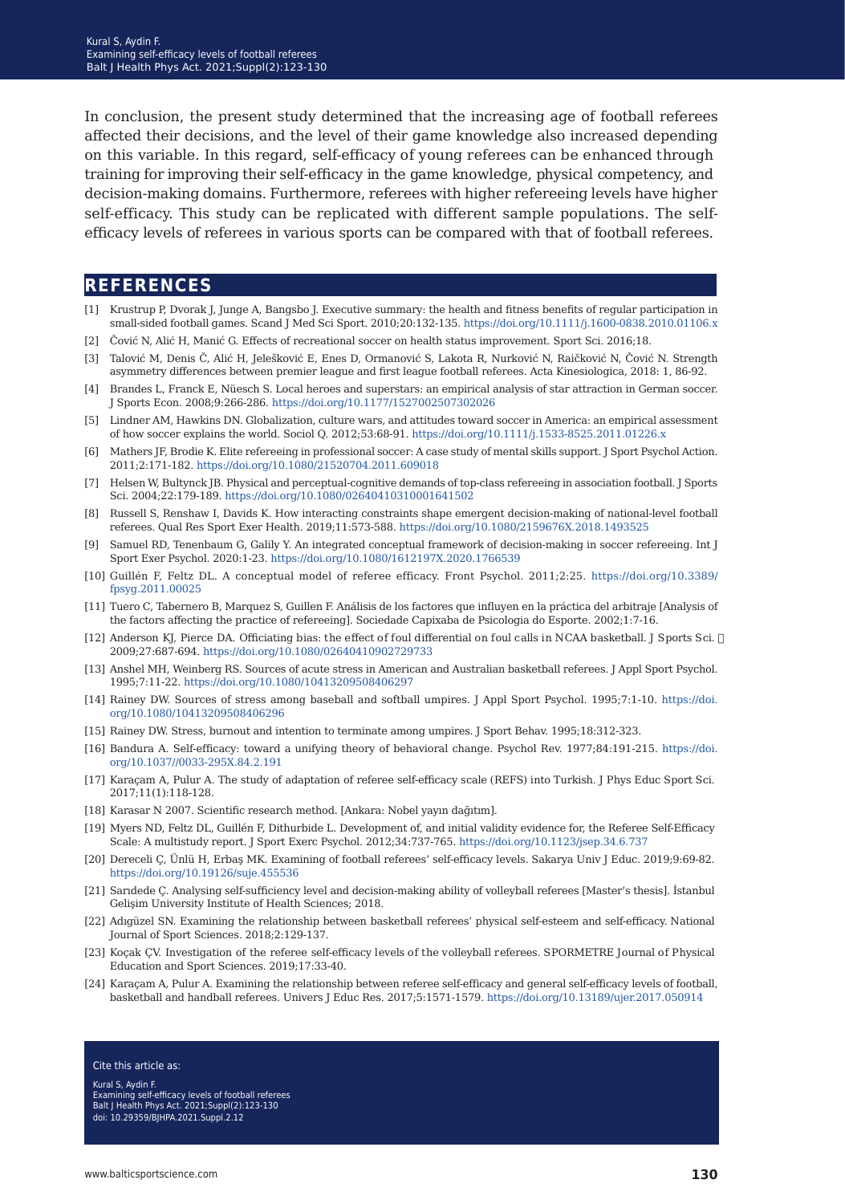In conclusion, the present study determined that the increasing age of football referees affected their decisions, and the level of their game knowledge also increased depending on this variable. In this regard, self-efficacy of young referees can be enhanced through training for improving their self-efficacy in the game knowledge, physical competency, and decision-making domains. Furthermore, referees with higher refereeing levels have higher self-efficacy. This study can be replicated with different sample populations. The self-efficacy levels of referees in various sports can be compared with that of football referees.

## REFERENCES

[1] Krustrup P, Dvorak J, Junge A, Bangsbo J. Executive summary: the health and fitness benefits of regular participation in small-sided football games. Scand J Med Sci Sport. 2010;20:132-135. https://doi.org/10.1111/j.1600-0838.2010.01106.x

[2] Čović N, Alić H, Manić G. Effects of recreational soccer on health status improvement. Sport Sci. 2016;18.

[3] Talović M, Denis Č, Alić H, Jelešković E, Enes D, Ormanović S, Lakota R, Nurković N, Raičković N, Čović N. Strength asymmetry differences between premier league and first league football referees. Acta Kinesiologica, 2018: 1, 86-92.

[4] Brandes L, Franck E, Nüesch S. Local heroes and superstars: an empirical analysis of star attraction in German soccer. J Sports Econ. 2008;9:266-286. https://doi.org/10.1177/1527002507302026

[5] Lindner AM, Hawkins DN. Globalization, culture wars, and attitudes toward soccer in America: an empirical assessment of how soccer explains the world. Sociol Q. 2012;53:68-91. https://doi.org/10.1111/j.1533-8525.2011.01226.x

[6] Mathers JF, Brodie K. Elite refereeing in professional soccer: A case study of mental skills support. J Sport Psychol Action. 2011;2:171-182. https://doi.org/10.1080/21520704.2011.609018

[7] Helsen W, Bultynck JB. Physical and perceptual-cognitive demands of top-class refereeing in association football. J Sports Sci. 2004;22:179-189. https://doi.org/10.1080/02640410310001641502

[8] Russell S, Renshaw I, Davids K. How interacting constraints shape emergent decision-making of national-level football referees. Qual Res Sport Exer Health. 2019;11:573-588. https://doi.org/10.1080/2159676X.2018.1493525

[9] Samuel RD, Tenenbaum G, Galily Y. An integrated conceptual framework of decision-making in soccer refereeing. Int J Sport Exer Psychol. 2020:1-23. https://doi.org/10.1080/1612197X.2020.1766539

[10] Guillén F, Feltz DL. A conceptual model of referee efficacy. Front Psychol. 2011;2:25. https://doi.org/10.3389/fpsyg.2011.00025

[11] Tuero C, Tabernero B, Marquez S, Guillen F. Análisis de los factores que influyen en la práctica del arbitraje [Analysis of the factors affecting the practice of refereeing]. Sociedade Capixaba de Psicologia do Esporte. 2002;1:7-16.

[12] Anderson KJ, Pierce DA. Officiating bias: the effect of foul differential on foul calls in NCAA basketball. J Sports Sci. 2009;27:687-694. https://doi.org/10.1080/02640410902729733

[13] Anshel MH, Weinberg RS. Sources of acute stress in American and Australian basketball referees. J Appl Sport Psychol. 1995;7:11-22. https://doi.org/10.1080/10413209508406297

[14] Rainey DW. Sources of stress among baseball and softball umpires. J Appl Sport Psychol. 1995;7:1-10. https://doi.org/10.1080/10413209508406296

[15] Rainey DW. Stress, burnout and intention to terminate among umpires. J Sport Behav. 1995;18:312-323.

[16] Bandura A. Self-efficacy: toward a unifying theory of behavioral change. Psychol Rev. 1977;84:191-215. https://doi.org/10.1037//0033-295X.84.2.191

[17] Karaçam A, Pulur A. The study of adaptation of referee self-efficacy scale (REFS) into Turkish. J Phys Educ Sport Sci. 2017;11(1):118-128.

[18] Karasar N 2007. Scientific research method. [Ankara: Nobel yayın dağıtım].

[19] Myers ND, Feltz DL, Guillén F, Dithurbide L. Development of, and initial validity evidence for, the Referee Self-Efficacy Scale: A multistudy report. J Sport Exerc Psychol. 2012;34:737-765. https://doi.org/10.1123/jsep.34.6.737

[20] Dereceli Ç, Ünlü H, Erbaş MK. Examining of football referees' self-efficacy levels. Sakarya Univ J Educ. 2019;9:69-82. https://doi.org/10.19126/suje.455536

[21] Sarıdede Ç. Analysing self-sufficiency level and decision-making ability of volleyball referees [Master's thesis]. İstanbul Gelişim University Institute of Health Sciences; 2018.

[22] Adıgüzel SN. Examining the relationship between basketball referees' physical self-esteem and self-efficacy. National Journal of Sport Sciences. 2018;2:129-137.

[23] Koçak ÇV. Investigation of the referee self-efficacy levels of the volleyball referees. SPORMETRE Journal of Physical Education and Sport Sciences. 2019;17:33-40.

[24] Karaçam A, Pulur A. Examining the relationship between referee self-efficacy and general self-efficacy levels of football, basketball and handball referees. Univers J Educ Res. 2017;5:1571-1579. https://doi.org/10.13189/ujer.2017.050914

Cite this article as:

Kural S, Aydin F.
Examining self-efficacy levels of football referees
Balt J Health Phys Act. 2021;Suppl(2):123-130
doi: 10.29359/BJHPA.2021.Suppl.2.12